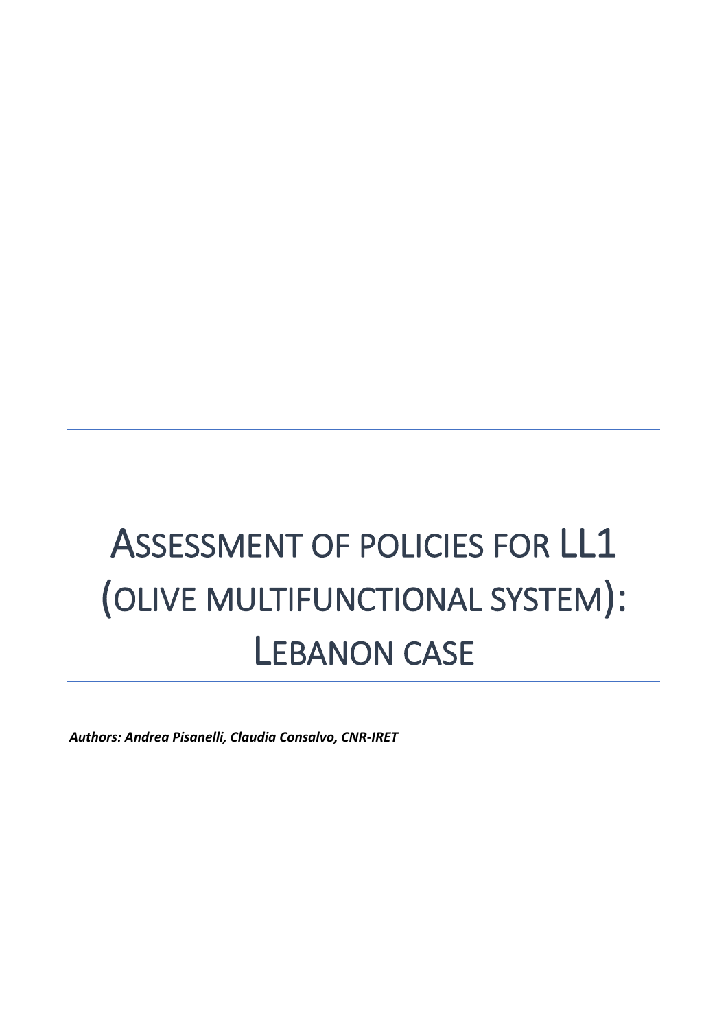# Assessment of policies for LL1 (olive multifunctional system): Lebanon case

***Authors: Andrea Pisanelli, Claudia Consalvo, CNR-IRET***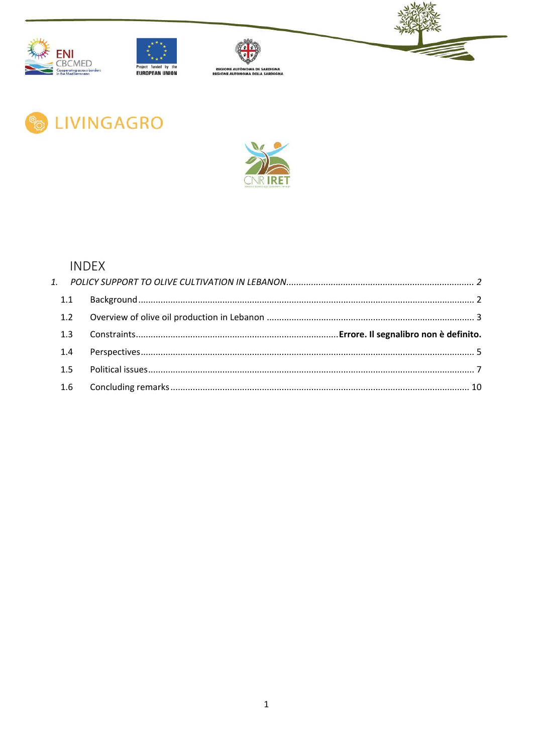# LIVINGAGRO

## INDEX

1. *POLICY SUPPORT TO OLIVE CULTIVATION IN LEBANON*.......................................................................... *2*
   - 1.1 Background..................................................................................................................................... 2
   - 1.2 Overview of olive oil production in Lebanon .................................................................................. 3
   - 1.3 Constraints................................................................................**Errore. Il segnalibro non è definito.**
   - 1.4 Perspectives.................................................................................................................................... 5
   - 1.5 Political issues................................................................................................................................. 7
   - 1.6 Concluding remarks...................................................................................................................... 10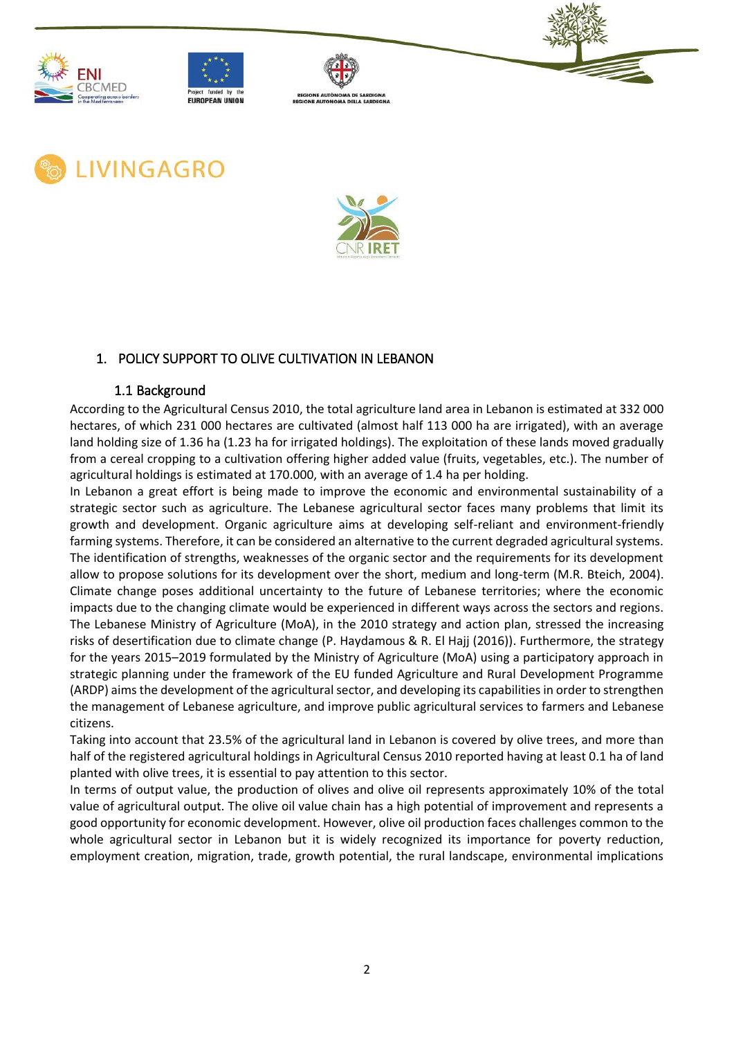# 1. POLICY SUPPORT TO OLIVE CULTIVATION IN LEBANON

## 1.1 Background

According to the Agricultural Census 2010, the total agriculture land area in Lebanon is estimated at 332 000 hectares, of which 231 000 hectares are cultivated (almost half 113 000 ha are irrigated), with an average land holding size of 1.36 ha (1.23 ha for irrigated holdings). The exploitation of these lands moved gradually from a cereal cropping to a cultivation offering higher added value (fruits, vegetables, etc.). The number of agricultural holdings is estimated at 170.000, with an average of 1.4 ha per holding.

In Lebanon a great effort is being made to improve the economic and environmental sustainability of a strategic sector such as agriculture. The Lebanese agricultural sector faces many problems that limit its growth and development. Organic agriculture aims at developing self-reliant and environment-friendly farming systems. Therefore, it can be considered an alternative to the current degraded agricultural systems. The identification of strengths, weaknesses of the organic sector and the requirements for its development allow to propose solutions for its development over the short, medium and long-term (M.R. Bteich, 2004). Climate change poses additional uncertainty to the future of Lebanese territories; where the economic impacts due to the changing climate would be experienced in different ways across the sectors and regions. The Lebanese Ministry of Agriculture (MoA), in the 2010 strategy and action plan, stressed the increasing risks of desertification due to climate change (P. Haydamous & R. El Hajj (2016)). Furthermore, the strategy for the years 2015–2019 formulated by the Ministry of Agriculture (MoA) using a participatory approach in strategic planning under the framework of the EU funded Agriculture and Rural Development Programme (ARDP) aims the development of the agricultural sector, and developing its capabilities in order to strengthen the management of Lebanese agriculture, and improve public agricultural services to farmers and Lebanese citizens.

Taking into account that 23.5% of the agricultural land in Lebanon is covered by olive trees, and more than half of the registered agricultural holdings in Agricultural Census 2010 reported having at least 0.1 ha of land planted with olive trees, it is essential to pay attention to this sector.

In terms of output value, the production of olives and olive oil represents approximately 10% of the total value of agricultural output. The olive oil value chain has a high potential of improvement and represents a good opportunity for economic development. However, olive oil production faces challenges common to the whole agricultural sector in Lebanon but it is widely recognized its importance for poverty reduction, employment creation, migration, trade, growth potential, the rural landscape, environmental implications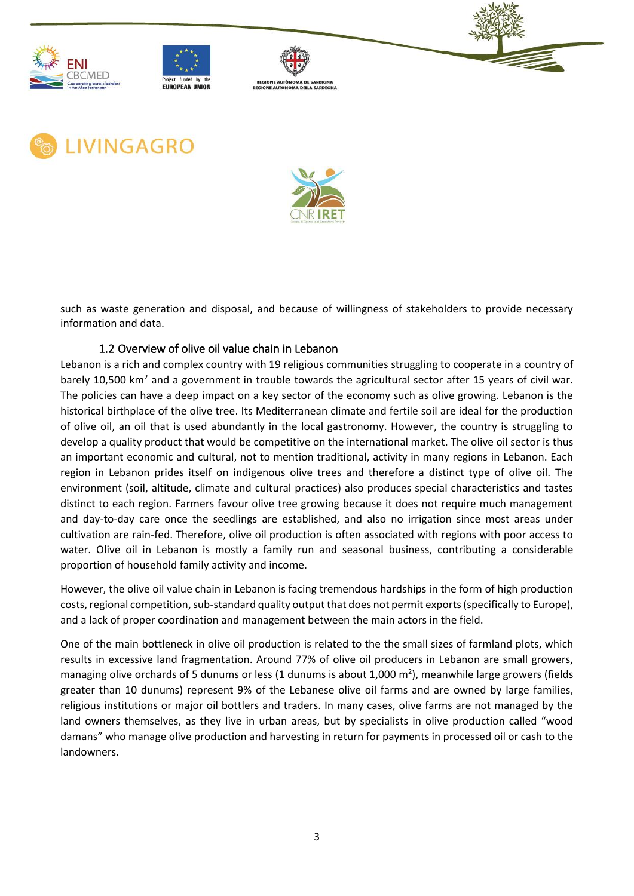such as waste generation and disposal, and because of willingness of stakeholders to provide necessary information and data.

### 1.2 Overview of olive oil value chain in Lebanon

Lebanon is a rich and complex country with 19 religious communities struggling to cooperate in a country of barely 10,500 km$^2$ and a government in trouble towards the agricultural sector after 15 years of civil war. The policies can have a deep impact on a key sector of the economy such as olive growing. Lebanon is the historical birthplace of the olive tree. Its Mediterranean climate and fertile soil are ideal for the production of olive oil, an oil that is used abundantly in the local gastronomy. However, the country is struggling to develop a quality product that would be competitive on the international market. The olive oil sector is thus an important economic and cultural, not to mention traditional, activity in many regions in Lebanon. Each region in Lebanon prides itself on indigenous olive trees and therefore a distinct type of olive oil. The environment (soil, altitude, climate and cultural practices) also produces special characteristics and tastes distinct to each region. Farmers favour olive tree growing because it does not require much management and day-to-day care once the seedlings are established, and also no irrigation since most areas under cultivation are rain-fed. Therefore, olive oil production is often associated with regions with poor access to water. Olive oil in Lebanon is mostly a family run and seasonal business, contributing a considerable proportion of household family activity and income.

However, the olive oil value chain in Lebanon is facing tremendous hardships in the form of high production costs, regional competition, sub-standard quality output that does not permit exports (specifically to Europe), and a lack of proper coordination and management between the main actors in the field.

One of the main bottleneck in olive oil production is related to the the small sizes of farmland plots, which results in excessive land fragmentation. Around 77% of olive oil producers in Lebanon are small growers, managing olive orchards of 5 dunums or less (1 dunums is about 1,000 m$^2$), meanwhile large growers (fields greater than 10 dunums) represent 9% of the Lebanese olive oil farms and are owned by large families, religious institutions or major oil bottlers and traders. In many cases, olive farms are not managed by the land owners themselves, as they live in urban areas, but by specialists in olive production called "wood damans" who manage olive production and harvesting in return for payments in processed oil or cash to the landowners.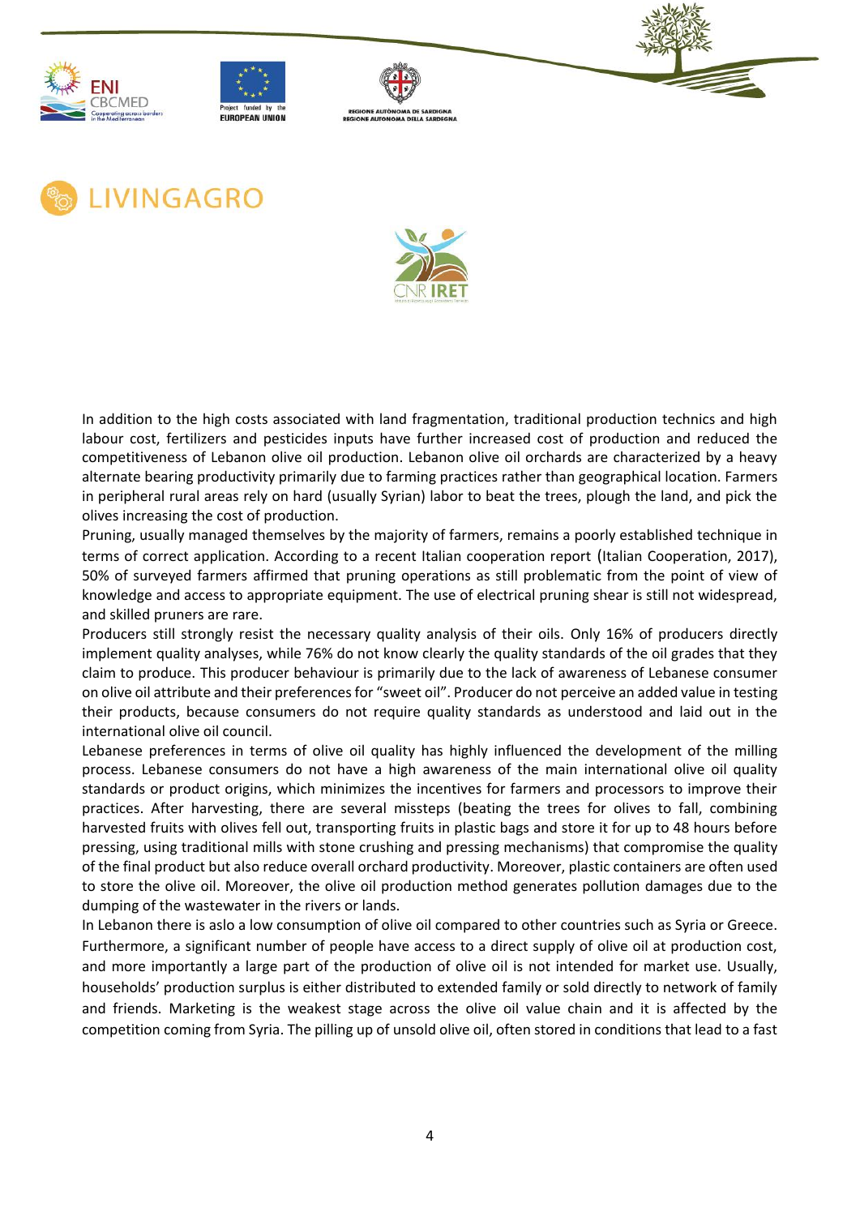In addition to the high costs associated with land fragmentation, traditional production technics and high labour cost, fertilizers and pesticides inputs have further increased cost of production and reduced the competitiveness of Lebanon olive oil production. Lebanon olive oil orchards are characterized by a heavy alternate bearing productivity primarily due to farming practices rather than geographical location. Farmers in peripheral rural areas rely on hard (usually Syrian) labor to beat the trees, plough the land, and pick the olives increasing the cost of production.

Pruning, usually managed themselves by the majority of farmers, remains a poorly established technique in terms of correct application. According to a recent Italian cooperation report (Italian Cooperation, 2017), 50% of surveyed farmers affirmed that pruning operations as still problematic from the point of view of knowledge and access to appropriate equipment. The use of electrical pruning shear is still not widespread, and skilled pruners are rare.

Producers still strongly resist the necessary quality analysis of their oils. Only 16% of producers directly implement quality analyses, while 76% do not know clearly the quality standards of the oil grades that they claim to produce. This producer behaviour is primarily due to the lack of awareness of Lebanese consumer on olive oil attribute and their preferences for "sweet oil". Producer do not perceive an added value in testing their products, because consumers do not require quality standards as understood and laid out in the international olive oil council.

Lebanese preferences in terms of olive oil quality has highly influenced the development of the milling process. Lebanese consumers do not have a high awareness of the main international olive oil quality standards or product origins, which minimizes the incentives for farmers and processors to improve their practices. After harvesting, there are several missteps (beating the trees for olives to fall, combining harvested fruits with olives fell out, transporting fruits in plastic bags and store it for up to 48 hours before pressing, using traditional mills with stone crushing and pressing mechanisms) that compromise the quality of the final product but also reduce overall orchard productivity. Moreover, plastic containers are often used to store the olive oil. Moreover, the olive oil production method generates pollution damages due to the dumping of the wastewater in the rivers or lands.

In Lebanon there is aslo a low consumption of olive oil compared to other countries such as Syria or Greece. Furthermore, a significant number of people have access to a direct supply of olive oil at production cost, and more importantly a large part of the production of olive oil is not intended for market use. Usually, households' production surplus is either distributed to extended family or sold directly to network of family and friends. Marketing is the weakest stage across the olive oil value chain and it is affected by the competition coming from Syria. The pilling up of unsold olive oil, often stored in conditions that lead to a fast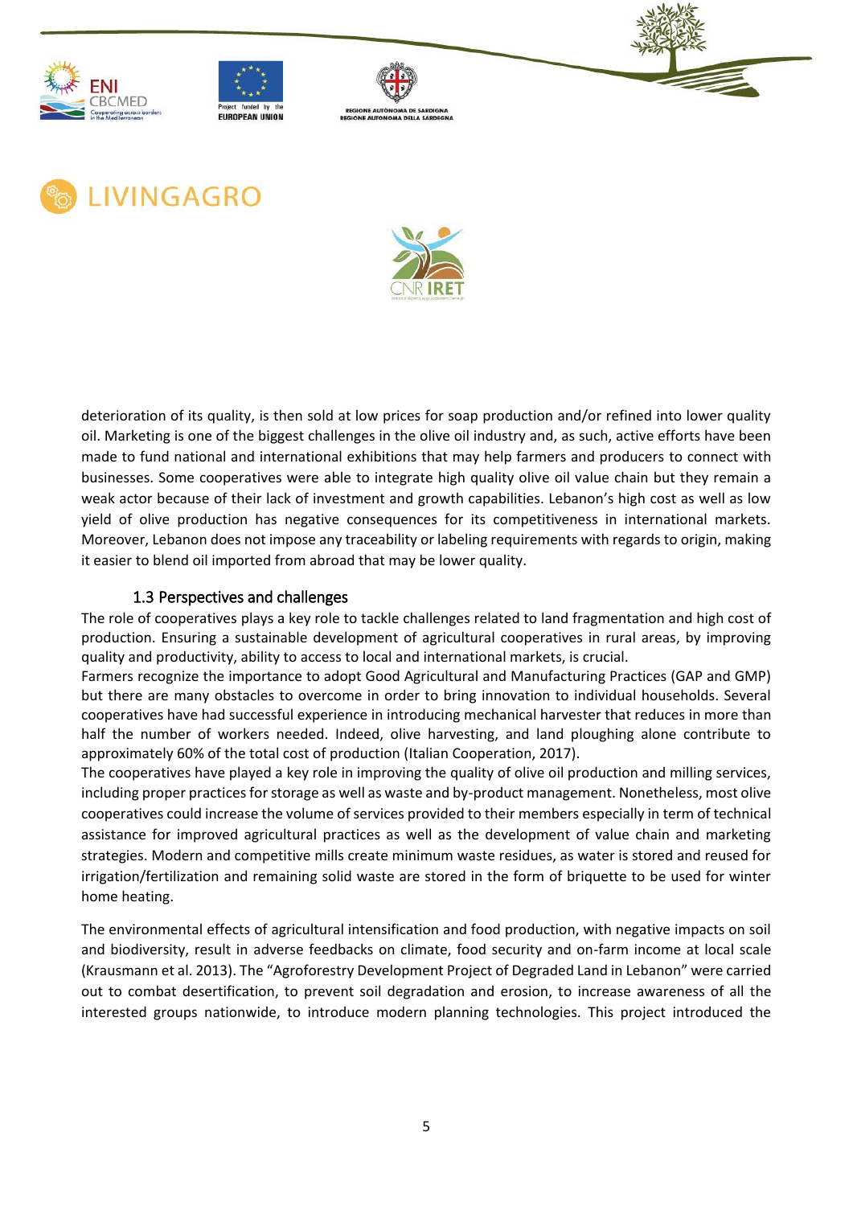deterioration of its quality, is then sold at low prices for soap production and/or refined into lower quality oil. Marketing is one of the biggest challenges in the olive oil industry and, as such, active efforts have been made to fund national and international exhibitions that may help farmers and producers to connect with businesses. Some cooperatives were able to integrate high quality olive oil value chain but they remain a weak actor because of their lack of investment and growth capabilities. Lebanon's high cost as well as low yield of olive production has negative consequences for its competitiveness in international markets. Moreover, Lebanon does not impose any traceability or labeling requirements with regards to origin, making it easier to blend oil imported from abroad that may be lower quality.

### 1.3 Perspectives and challenges

The role of cooperatives plays a key role to tackle challenges related to land fragmentation and high cost of production. Ensuring a sustainable development of agricultural cooperatives in rural areas, by improving quality and productivity, ability to access to local and international markets, is crucial.

Farmers recognize the importance to adopt Good Agricultural and Manufacturing Practices (GAP and GMP) but there are many obstacles to overcome in order to bring innovation to individual households. Several cooperatives have had successful experience in introducing mechanical harvester that reduces in more than half the number of workers needed. Indeed, olive harvesting, and land ploughing alone contribute to approximately 60% of the total cost of production (Italian Cooperation, 2017).

The cooperatives have played a key role in improving the quality of olive oil production and milling services, including proper practices for storage as well as waste and by-product management. Nonetheless, most olive cooperatives could increase the volume of services provided to their members especially in term of technical assistance for improved agricultural practices as well as the development of value chain and marketing strategies. Modern and competitive mills create minimum waste residues, as water is stored and reused for irrigation/fertilization and remaining solid waste are stored in the form of briquette to be used for winter home heating.

The environmental effects of agricultural intensification and food production, with negative impacts on soil and biodiversity, result in adverse feedbacks on climate, food security and on-farm income at local scale (Krausmann et al. 2013). The "Agroforestry Development Project of Degraded Land in Lebanon" were carried out to combat desertification, to prevent soil degradation and erosion, to increase awareness of all the interested groups nationwide, to introduce modern planning technologies. This project introduced the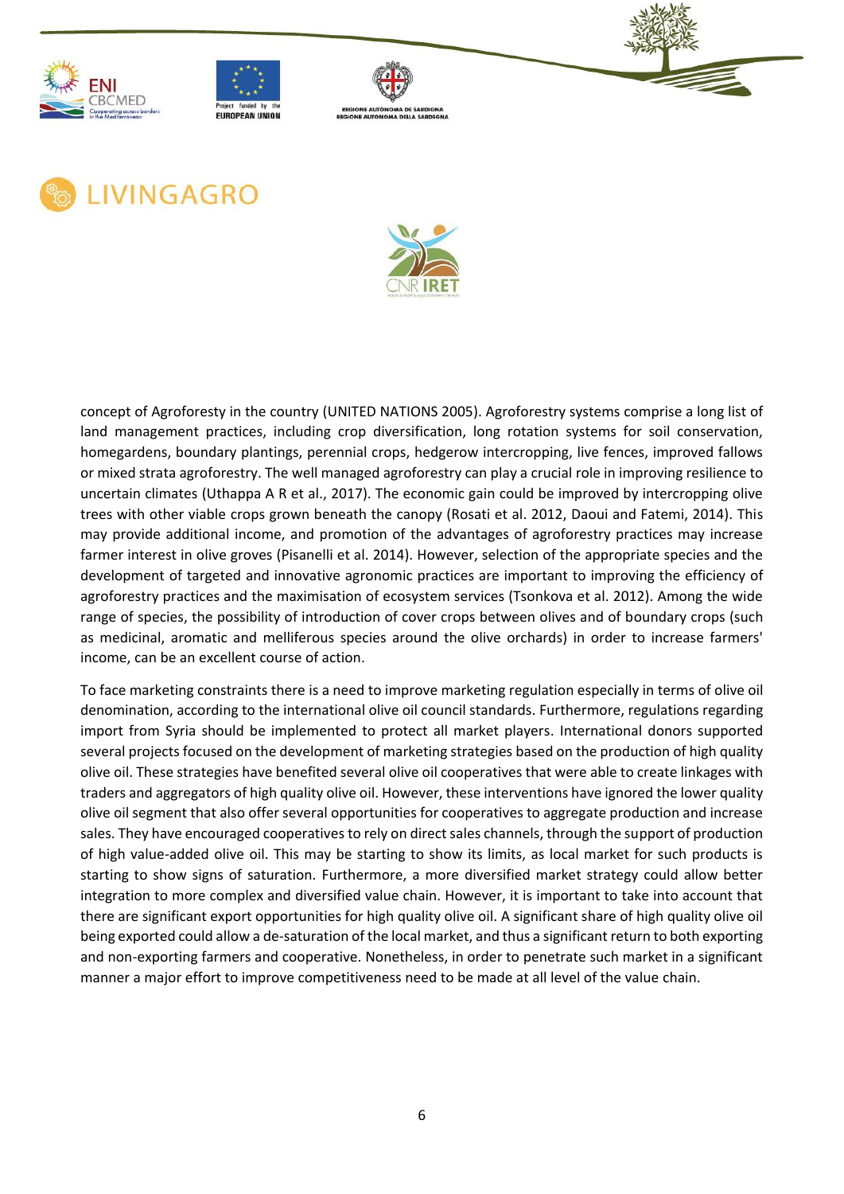concept of Agroforesty in the country (UNITED NATIONS 2005). Agroforestry systems comprise a long list of land management practices, including crop diversification, long rotation systems for soil conservation, homegardens, boundary plantings, perennial crops, hedgerow intercropping, live fences, improved fallows or mixed strata agroforestry. The well managed agroforestry can play a crucial role in improving resilience to uncertain climates (Uthappa A R et al., 2017). The economic gain could be improved by intercropping olive trees with other viable crops grown beneath the canopy (Rosati et al. 2012, Daoui and Fatemi, 2014). This may provide additional income, and promotion of the advantages of agroforestry practices may increase farmer interest in olive groves (Pisanelli et al. 2014). However, selection of the appropriate species and the development of targeted and innovative agronomic practices are important to improving the efficiency of agroforestry practices and the maximisation of ecosystem services (Tsonkova et al. 2012). Among the wide range of species, the possibility of introduction of cover crops between olives and of boundary crops (such as medicinal, aromatic and melliferous species around the olive orchards) in order to increase farmers' income, can be an excellent course of action.

To face marketing constraints there is a need to improve marketing regulation especially in terms of olive oil denomination, according to the international olive oil council standards. Furthermore, regulations regarding import from Syria should be implemented to protect all market players. International donors supported several projects focused on the development of marketing strategies based on the production of high quality olive oil. These strategies have benefited several olive oil cooperatives that were able to create linkages with traders and aggregators of high quality olive oil. However, these interventions have ignored the lower quality olive oil segment that also offer several opportunities for cooperatives to aggregate production and increase sales. They have encouraged cooperatives to rely on direct sales channels, through the support of production of high value-added olive oil. This may be starting to show its limits, as local market for such products is starting to show signs of saturation. Furthermore, a more diversified market strategy could allow better integration to more complex and diversified value chain. However, it is important to take into account that there are significant export opportunities for high quality olive oil. A significant share of high quality olive oil being exported could allow a de-saturation of the local market, and thus a significant return to both exporting and non-exporting farmers and cooperative. Nonetheless, in order to penetrate such market in a significant manner a major effort to improve competitiveness need to be made at all level of the value chain.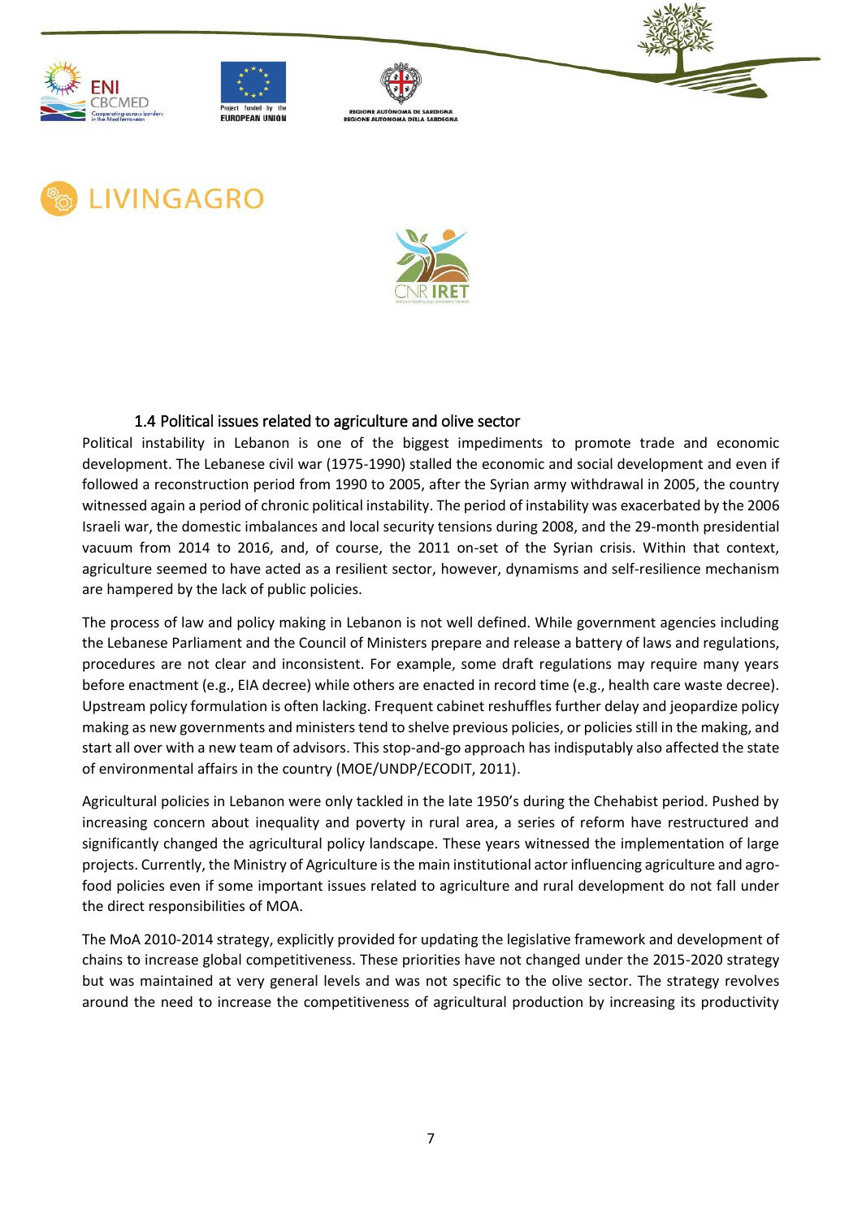### 1.4 Political issues related to agriculture and olive sector

Political instability in Lebanon is one of the biggest impediments to promote trade and economic development. The Lebanese civil war (1975-1990) stalled the economic and social development and even if followed a reconstruction period from 1990 to 2005, after the Syrian army withdrawal in 2005, the country witnessed again a period of chronic political instability. The period of instability was exacerbated by the 2006 Israeli war, the domestic imbalances and local security tensions during 2008, and the 29-month presidential vacuum from 2014 to 2016, and, of course, the 2011 on-set of the Syrian crisis. Within that context, agriculture seemed to have acted as a resilient sector, however, dynamisms and self-resilience mechanism are hampered by the lack of public policies.

The process of law and policy making in Lebanon is not well defined. While government agencies including the Lebanese Parliament and the Council of Ministers prepare and release a battery of laws and regulations, procedures are not clear and inconsistent. For example, some draft regulations may require many years before enactment (e.g., EIA decree) while others are enacted in record time (e.g., health care waste decree). Upstream policy formulation is often lacking. Frequent cabinet reshuffles further delay and jeopardize policy making as new governments and ministers tend to shelve previous policies, or policies still in the making, and start all over with a new team of advisors. This stop-and-go approach has indisputably also affected the state of environmental affairs in the country (MOE/UNDP/ECODIT, 2011).

Agricultural policies in Lebanon were only tackled in the late 1950's during the Chehabist period. Pushed by increasing concern about inequality and poverty in rural area, a series of reform have restructured and significantly changed the agricultural policy landscape. These years witnessed the implementation of large projects. Currently, the Ministry of Agriculture is the main institutional actor influencing agriculture and agro-food policies even if some important issues related to agriculture and rural development do not fall under the direct responsibilities of MOA.

The MoA 2010-2014 strategy, explicitly provided for updating the legislative framework and development of chains to increase global competitiveness. These priorities have not changed under the 2015-2020 strategy but was maintained at very general levels and was not specific to the olive sector. The strategy revolves around the need to increase the competitiveness of agricultural production by increasing its productivity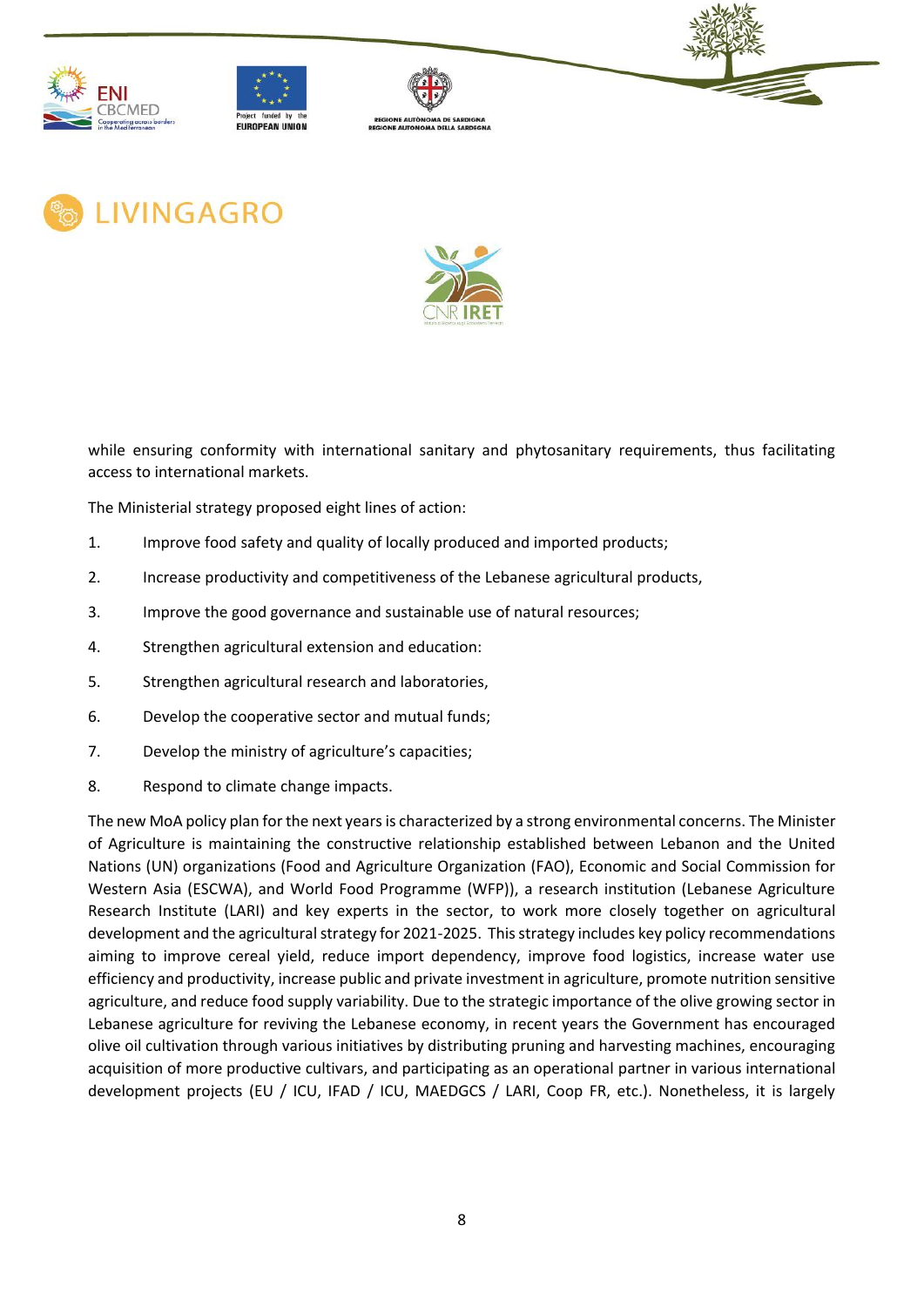while ensuring conformity with international sanitary and phytosanitary requirements, thus facilitating access to international markets.

The Ministerial strategy proposed eight lines of action:

1. Improve food safety and quality of locally produced and imported products;
2. Increase productivity and competitiveness of the Lebanese agricultural products,
3. Improve the good governance and sustainable use of natural resources;
4. Strengthen agricultural extension and education:
5. Strengthen agricultural research and laboratories,
6. Develop the cooperative sector and mutual funds;
7. Develop the ministry of agriculture's capacities;
8. Respond to climate change impacts.

The new MoA policy plan for the next years is characterized by a strong environmental concerns. The Minister of Agriculture is maintaining the constructive relationship established between Lebanon and the United Nations (UN) organizations (Food and Agriculture Organization (FAO), Economic and Social Commission for Western Asia (ESCWA), and World Food Programme (WFP)), a research institution (Lebanese Agriculture Research Institute (LARI) and key experts in the sector, to work more closely together on agricultural development and the agricultural strategy for 2021-2025. This strategy includes key policy recommendations aiming to improve cereal yield, reduce import dependency, improve food logistics, increase water use efficiency and productivity, increase public and private investment in agriculture, promote nutrition sensitive agriculture, and reduce food supply variability. Due to the strategic importance of the olive growing sector in Lebanese agriculture for reviving the Lebanese economy, in recent years the Government has encouraged olive oil cultivation through various initiatives by distributing pruning and harvesting machines, encouraging acquisition of more productive cultivars, and participating as an operational partner in various international development projects (EU / ICU, IFAD / ICU, MAEDGCS / LARI, Coop FR, etc.). Nonetheless, it is largely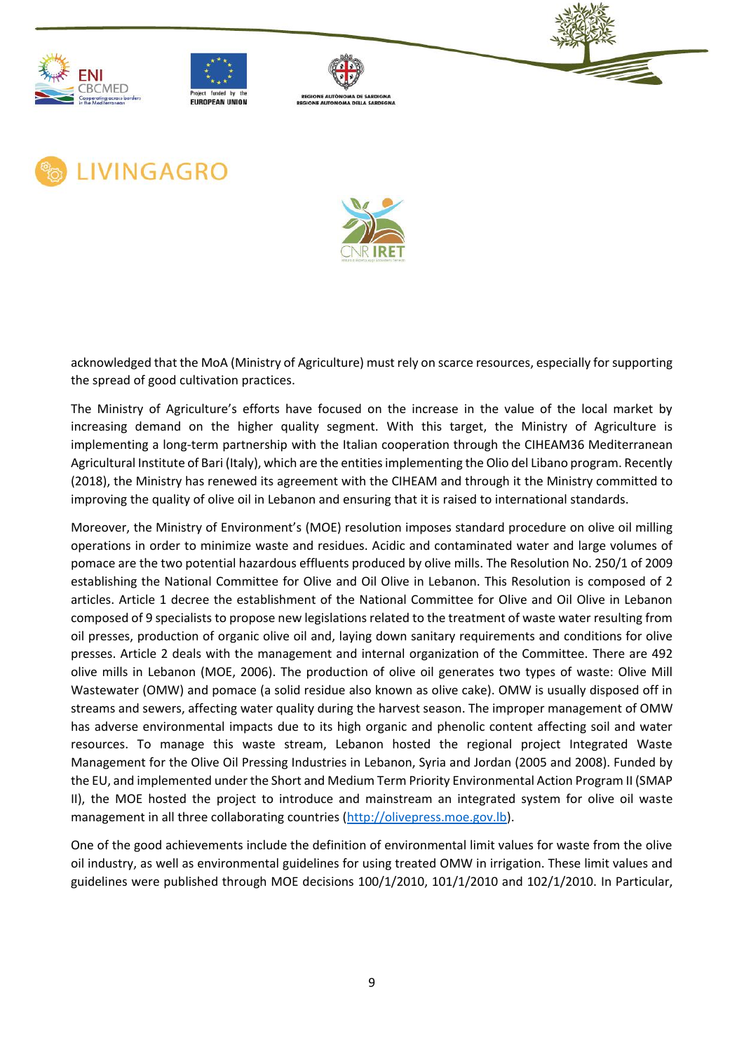acknowledged that the MoA (Ministry of Agriculture) must rely on scarce resources, especially for supporting the spread of good cultivation practices.

The Ministry of Agriculture's efforts have focused on the increase in the value of the local market by increasing demand on the higher quality segment. With this target, the Ministry of Agriculture is implementing a long-term partnership with the Italian cooperation through the CIHEAM36 Mediterranean Agricultural Institute of Bari (Italy), which are the entities implementing the Olio del Libano program. Recently (2018), the Ministry has renewed its agreement with the CIHEAM and through it the Ministry committed to improving the quality of olive oil in Lebanon and ensuring that it is raised to international standards.

Moreover, the Ministry of Environment's (MOE) resolution imposes standard procedure on olive oil milling operations in order to minimize waste and residues. Acidic and contaminated water and large volumes of pomace are the two potential hazardous effluents produced by olive mills. The Resolution No. 250/1 of 2009 establishing the National Committee for Olive and Oil Olive in Lebanon. This Resolution is composed of 2 articles. Article 1 decree the establishment of the National Committee for Olive and Oil Olive in Lebanon composed of 9 specialists to propose new legislations related to the treatment of waste water resulting from oil presses, production of organic olive oil and, laying down sanitary requirements and conditions for olive presses. Article 2 deals with the management and internal organization of the Committee. There are 492 olive mills in Lebanon (MOE, 2006). The production of olive oil generates two types of waste: Olive Mill Wastewater (OMW) and pomace (a solid residue also known as olive cake). OMW is usually disposed off in streams and sewers, affecting water quality during the harvest season. The improper management of OMW has adverse environmental impacts due to its high organic and phenolic content affecting soil and water resources. To manage this waste stream, Lebanon hosted the regional project Integrated Waste Management for the Olive Oil Pressing Industries in Lebanon, Syria and Jordan (2005 and 2008). Funded by the EU, and implemented under the Short and Medium Term Priority Environmental Action Program II (SMAP II), the MOE hosted the project to introduce and mainstream an integrated system for olive oil waste management in all three collaborating countries (http://olivepress.moe.gov.lb).

One of the good achievements include the definition of environmental limit values for waste from the olive oil industry, as well as environmental guidelines for using treated OMW in irrigation. These limit values and guidelines were published through MOE decisions 100/1/2010, 101/1/2010 and 102/1/2010. In Particular,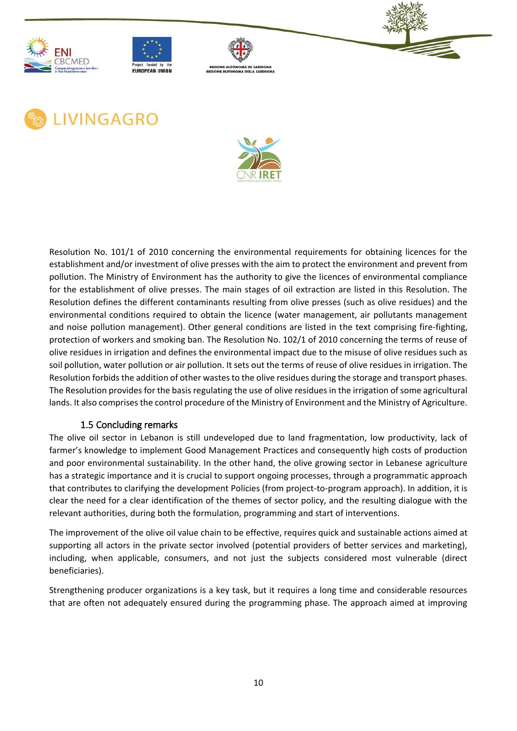Resolution No. 101/1 of 2010 concerning the environmental requirements for obtaining licences for the establishment and/or investment of olive presses with the aim to protect the environment and prevent from pollution. The Ministry of Environment has the authority to give the licences of environmental compliance for the establishment of olive presses. The main stages of oil extraction are listed in this Resolution. The Resolution defines the different contaminants resulting from olive presses (such as olive residues) and the environmental conditions required to obtain the licence (water management, air pollutants management and noise pollution management). Other general conditions are listed in the text comprising fire-fighting, protection of workers and smoking ban. The Resolution No. 102/1 of 2010 concerning the terms of reuse of olive residues in irrigation and defines the environmental impact due to the misuse of olive residues such as soil pollution, water pollution or air pollution. It sets out the terms of reuse of olive residues in irrigation. The Resolution forbids the addition of other wastes to the olive residues during the storage and transport phases. The Resolution provides for the basis regulating the use of olive residues in the irrigation of some agricultural lands. It also comprises the control procedure of the Ministry of Environment and the Ministry of Agriculture.

## 1.5 Concluding remarks

The olive oil sector in Lebanon is still undeveloped due to land fragmentation, low productivity, lack of farmer's knowledge to implement Good Management Practices and consequently high costs of production and poor environmental sustainability. In the other hand, the olive growing sector in Lebanese agriculture has a strategic importance and it is crucial to support ongoing processes, through a programmatic approach that contributes to clarifying the development Policies (from project-to-program approach). In addition, it is clear the need for a clear identification of the themes of sector policy, and the resulting dialogue with the relevant authorities, during both the formulation, programming and start of interventions.

The improvement of the olive oil value chain to be effective, requires quick and sustainable actions aimed at supporting all actors in the private sector involved (potential providers of better services and marketing), including, when applicable, consumers, and not just the subjects considered most vulnerable (direct beneficiaries).

Strengthening producer organizations is a key task, but it requires a long time and considerable resources that are often not adequately ensured during the programming phase. The approach aimed at improving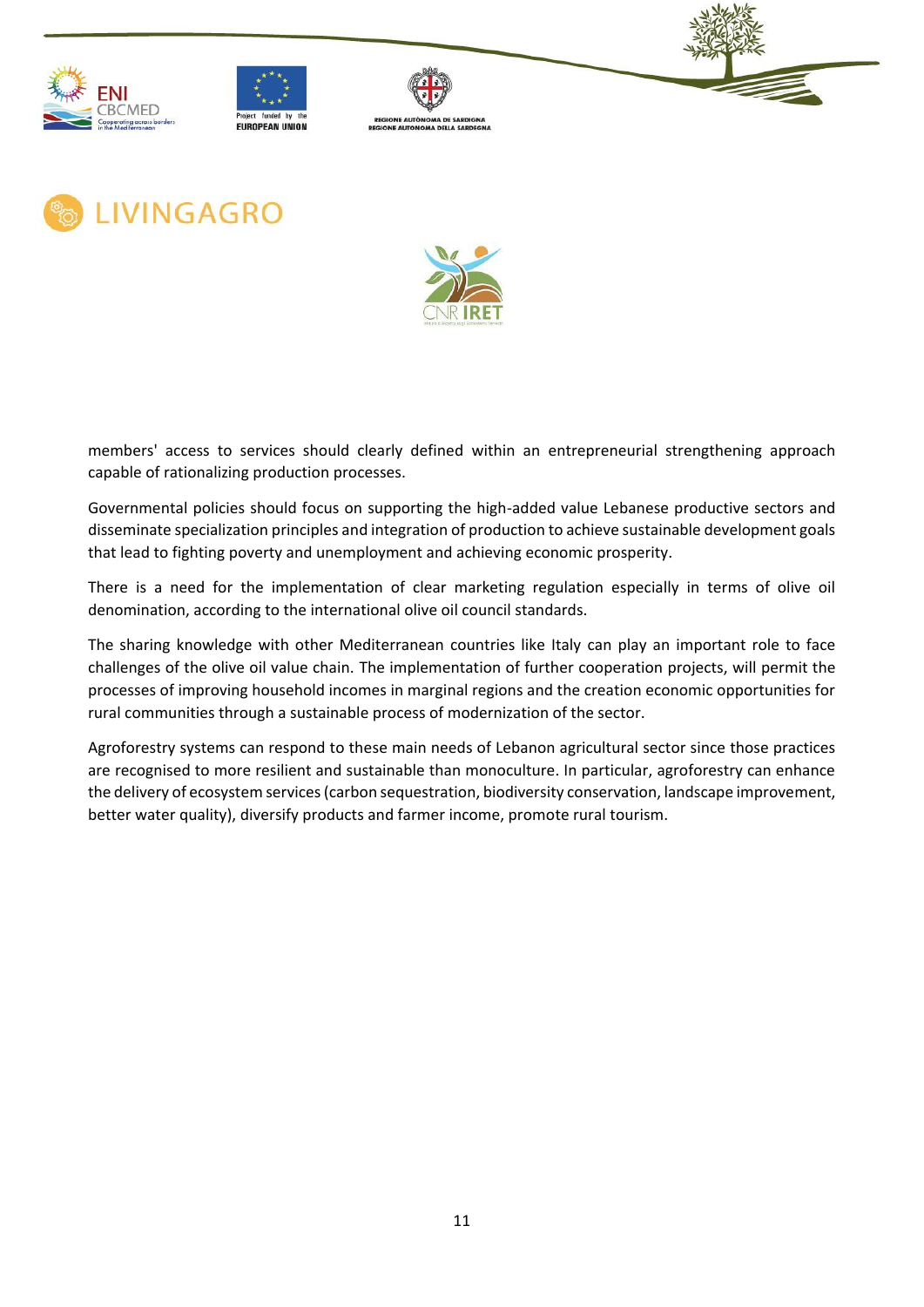members' access to services should clearly defined within an entrepreneurial strengthening approach capable of rationalizing production processes.

Governmental policies should focus on supporting the high-added value Lebanese productive sectors and disseminate specialization principles and integration of production to achieve sustainable development goals that lead to fighting poverty and unemployment and achieving economic prosperity.

There is a need for the implementation of clear marketing regulation especially in terms of olive oil denomination, according to the international olive oil council standards.

The sharing knowledge with other Mediterranean countries like Italy can play an important role to face challenges of the olive oil value chain. The implementation of further cooperation projects, will permit the processes of improving household incomes in marginal regions and the creation economic opportunities for rural communities through a sustainable process of modernization of the sector.

Agroforestry systems can respond to these main needs of Lebanon agricultural sector since those practices are recognised to more resilient and sustainable than monoculture. In particular, agroforestry can enhance the delivery of ecosystem services (carbon sequestration, biodiversity conservation, landscape improvement, better water quality), diversify products and farmer income, promote rural tourism.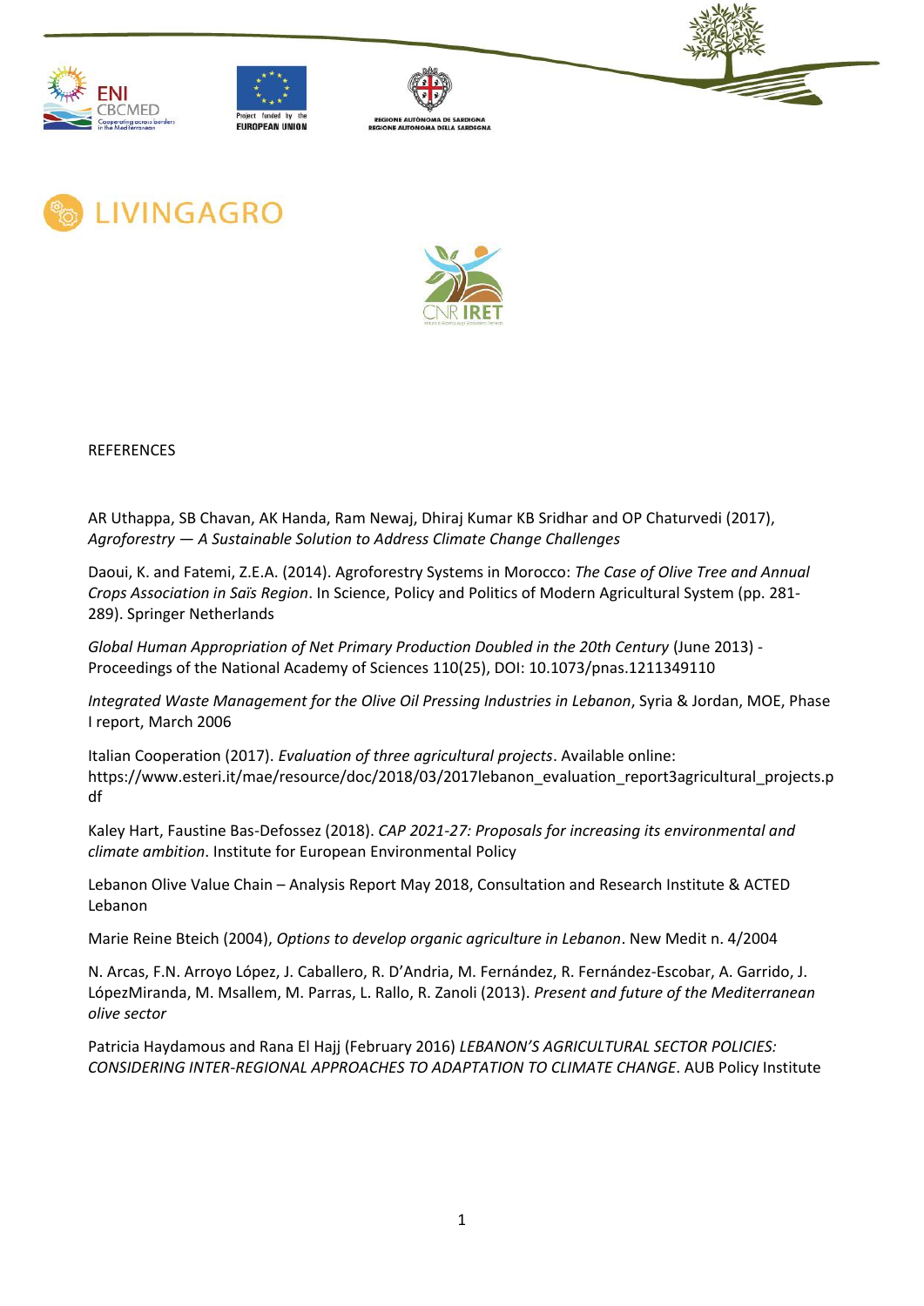REFERENCES

AR Uthappa, SB Chavan, AK Handa, Ram Newaj, Dhiraj Kumar KB Sridhar and OP Chaturvedi (2017), *Agroforestry — A Sustainable Solution to Address Climate Change Challenges*

Daoui, K. and Fatemi, Z.E.A. (2014). Agroforestry Systems in Morocco: *The Case of Olive Tree and Annual Crops Association in Saïs Region*. In Science, Policy and Politics of Modern Agricultural System (pp. 281-289). Springer Netherlands

*Global Human Appropriation of Net Primary Production Doubled in the 20th Century* (June 2013) - Proceedings of the National Academy of Sciences 110(25), DOI: 10.1073/pnas.1211349110

*Integrated Waste Management for the Olive Oil Pressing Industries in Lebanon*, Syria & Jordan, MOE, Phase I report, March 2006

Italian Cooperation (2017). *Evaluation of three agricultural projects*. Available online: https://www.esteri.it/mae/resource/doc/2018/03/2017lebanon_evaluation_report3agricultural_projects.pdf

Kaley Hart, Faustine Bas-Defossez (2018). *CAP 2021-27: Proposals for increasing its environmental and climate ambition*. Institute for European Environmental Policy

Lebanon Olive Value Chain – Analysis Report May 2018, Consultation and Research Institute & ACTED Lebanon

Marie Reine Bteich (2004), *Options to develop organic agriculture in Lebanon*. New Medit n. 4/2004

N. Arcas, F.N. Arroyo López, J. Caballero, R. D'Andria, M. Fernández, R. Fernández-Escobar, A. Garrido, J. LópezMiranda, M. Msallem, M. Parras, L. Rallo, R. Zanoli (2013). *Present and future of the Mediterranean olive sector*

Patricia Haydamous and Rana El Hajj (February 2016) *LEBANON'S AGRICULTURAL SECTOR POLICIES: CONSIDERING INTER-REGIONAL APPROACHES TO ADAPTATION TO CLIMATE CHANGE*. AUB Policy Institute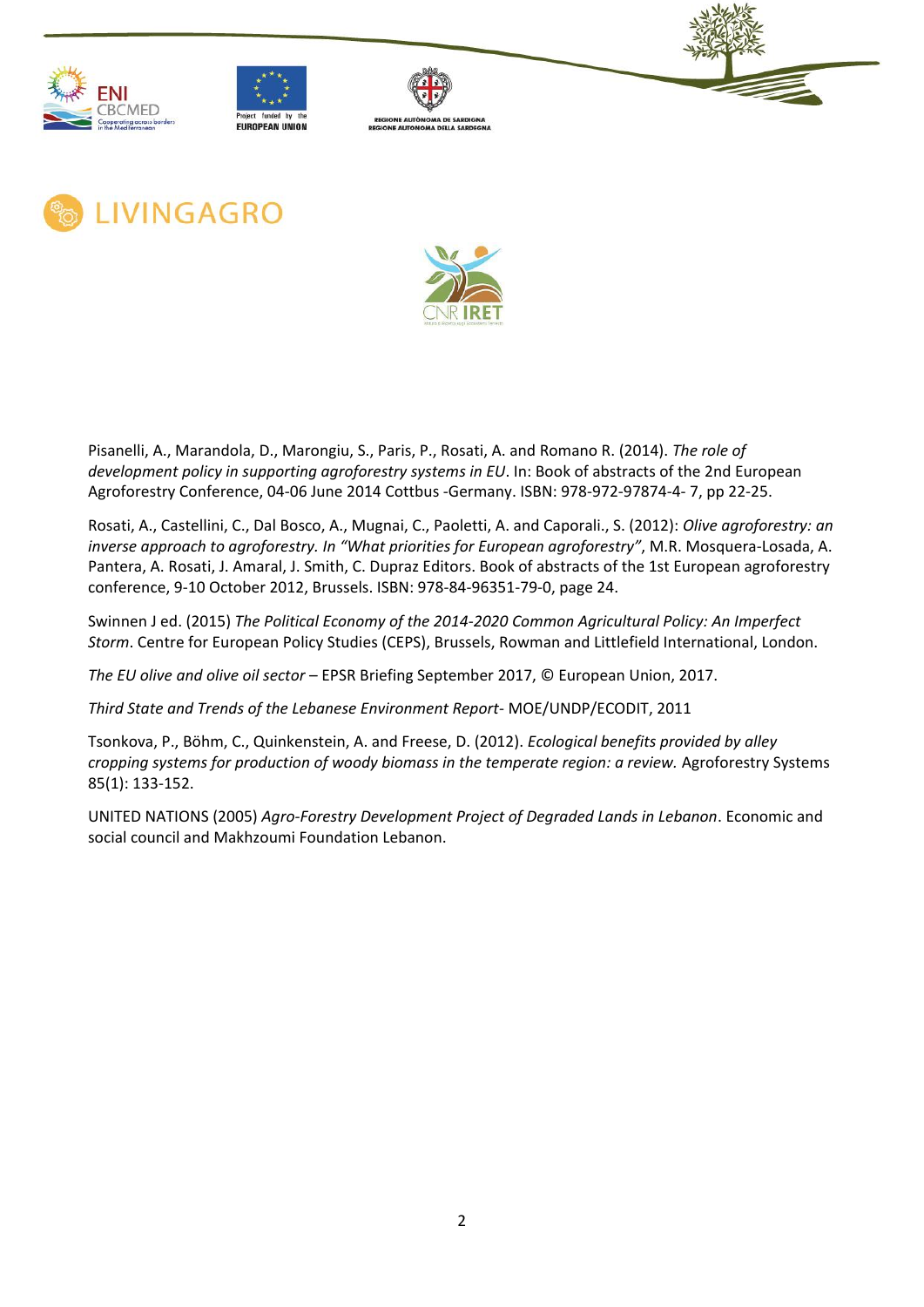Pisanelli, A., Marandola, D., Marongiu, S., Paris, P., Rosati, A. and Romano R. (2014). *The role of development policy in supporting agroforestry systems in EU*. In: Book of abstracts of the 2nd European Agroforestry Conference, 04-06 June 2014 Cottbus -Germany. ISBN: 978-972-97874-4- 7, pp 22-25.

Rosati, A., Castellini, C., Dal Bosco, A., Mugnai, C., Paoletti, A. and Caporali., S. (2012): *Olive agroforestry: an inverse approach to agroforestry. In "What priorities for European agroforestry"*, M.R. Mosquera-Losada, A. Pantera, A. Rosati, J. Amaral, J. Smith, C. Dupraz Editors. Book of abstracts of the 1st European agroforestry conference, 9-10 October 2012, Brussels. ISBN: 978-84-96351-79-0, page 24.

Swinnen J ed. (2015) *The Political Economy of the 2014-2020 Common Agricultural Policy: An Imperfect Storm*. Centre for European Policy Studies (CEPS), Brussels, Rowman and Littlefield International, London.

*The EU olive and olive oil sector* – EPSR Briefing September 2017, © European Union, 2017.

*Third State and Trends of the Lebanese Environment Report*- MOE/UNDP/ECODIT, 2011

Tsonkova, P., Böhm, C., Quinkenstein, A. and Freese, D. (2012). *Ecological benefits provided by alley cropping systems for production of woody biomass in the temperate region: a review.* Agroforestry Systems 85(1): 133-152.

UNITED NATIONS (2005) *Agro-Forestry Development Project of Degraded Lands in Lebanon*. Economic and social council and Makhzoumi Foundation Lebanon.